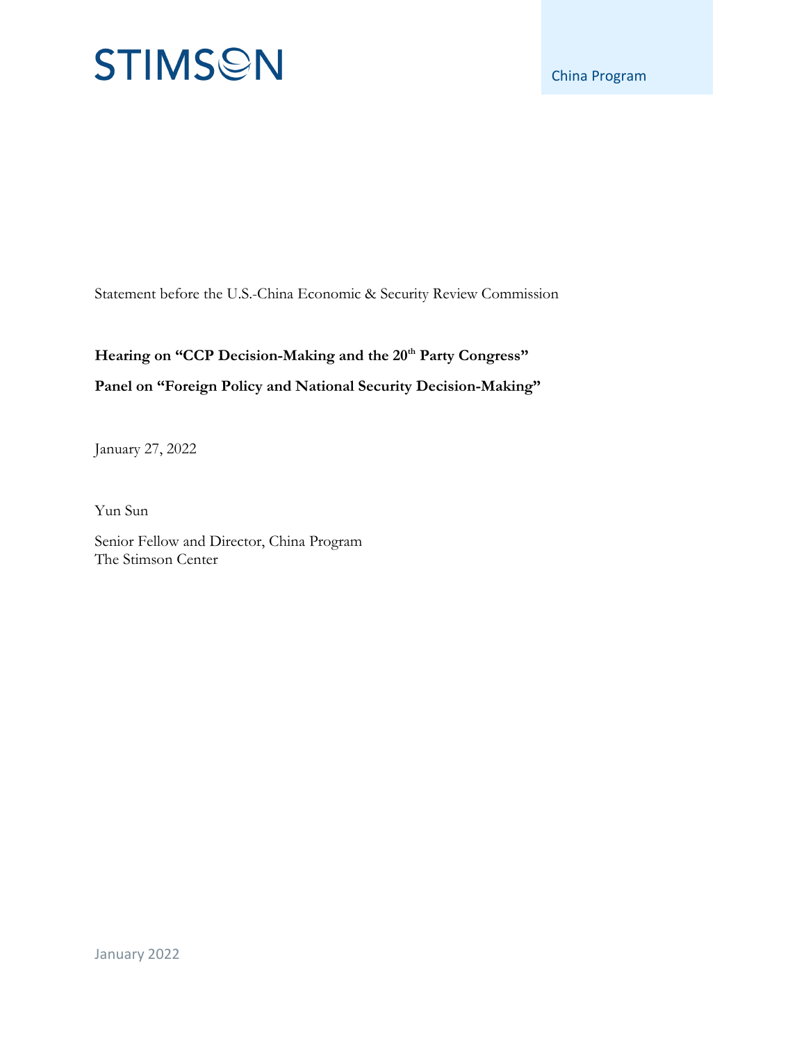STIMSON

China Program

Statement before the U.S.-China Economic & Security Review Commission

**Hearing on "CCP Decision-Making and the 20th Party Congress"**

**Panel on "Foreign Policy and National Security Decision-Making"**

January 27, 2022

Yun Sun

Senior Fellow and Director, China Program
The Stimson Center

January 2022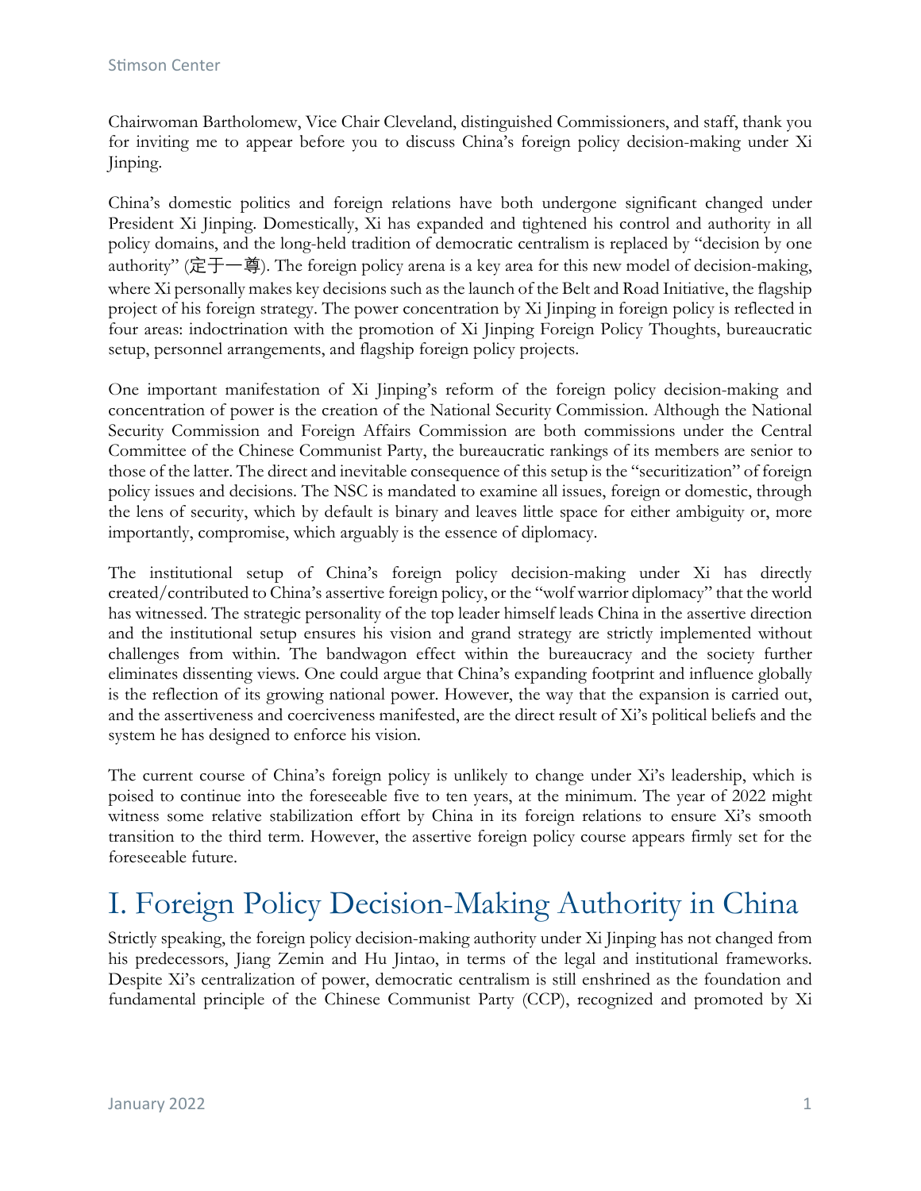Chairwoman Bartholomew, Vice Chair Cleveland, distinguished Commissioners, and staff, thank you for inviting me to appear before you to discuss China's foreign policy decision-making under Xi Jinping.

China's domestic politics and foreign relations have both undergone significant changed under President Xi Jinping. Domestically, Xi has expanded and tightened his control and authority in all policy domains, and the long-held tradition of democratic centralism is replaced by "decision by one authority" (定于一尊). The foreign policy arena is a key area for this new model of decision-making, where Xi personally makes key decisions such as the launch of the Belt and Road Initiative, the flagship project of his foreign strategy. The power concentration by Xi Jinping in foreign policy is reflected in four areas: indoctrination with the promotion of Xi Jinping Foreign Policy Thoughts, bureaucratic setup, personnel arrangements, and flagship foreign policy projects.

One important manifestation of Xi Jinping's reform of the foreign policy decision-making and concentration of power is the creation of the National Security Commission. Although the National Security Commission and Foreign Affairs Commission are both commissions under the Central Committee of the Chinese Communist Party, the bureaucratic rankings of its members are senior to those of the latter. The direct and inevitable consequence of this setup is the "securitization" of foreign policy issues and decisions. The NSC is mandated to examine all issues, foreign or domestic, through the lens of security, which by default is binary and leaves little space for either ambiguity or, more importantly, compromise, which arguably is the essence of diplomacy.

The institutional setup of China's foreign policy decision-making under Xi has directly created/contributed to China's assertive foreign policy, or the "wolf warrior diplomacy" that the world has witnessed. The strategic personality of the top leader himself leads China in the assertive direction and the institutional setup ensures his vision and grand strategy are strictly implemented without challenges from within. The bandwagon effect within the bureaucracy and the society further eliminates dissenting views. One could argue that China's expanding footprint and influence globally is the reflection of its growing national power. However, the way that the expansion is carried out, and the assertiveness and coerciveness manifested, are the direct result of Xi's political beliefs and the system he has designed to enforce his vision.

The current course of China's foreign policy is unlikely to change under Xi's leadership, which is poised to continue into the foreseeable five to ten years, at the minimum. The year of 2022 might witness some relative stabilization effort by China in its foreign relations to ensure Xi's smooth transition to the third term. However, the assertive foreign policy course appears firmly set for the foreseeable future.

# I. Foreign Policy Decision-Making Authority in China

Strictly speaking, the foreign policy decision-making authority under Xi Jinping has not changed from his predecessors, Jiang Zemin and Hu Jintao, in terms of the legal and institutional frameworks. Despite Xi's centralization of power, democratic centralism is still enshrined as the foundation and fundamental principle of the Chinese Communist Party (CCP), recognized and promoted by Xi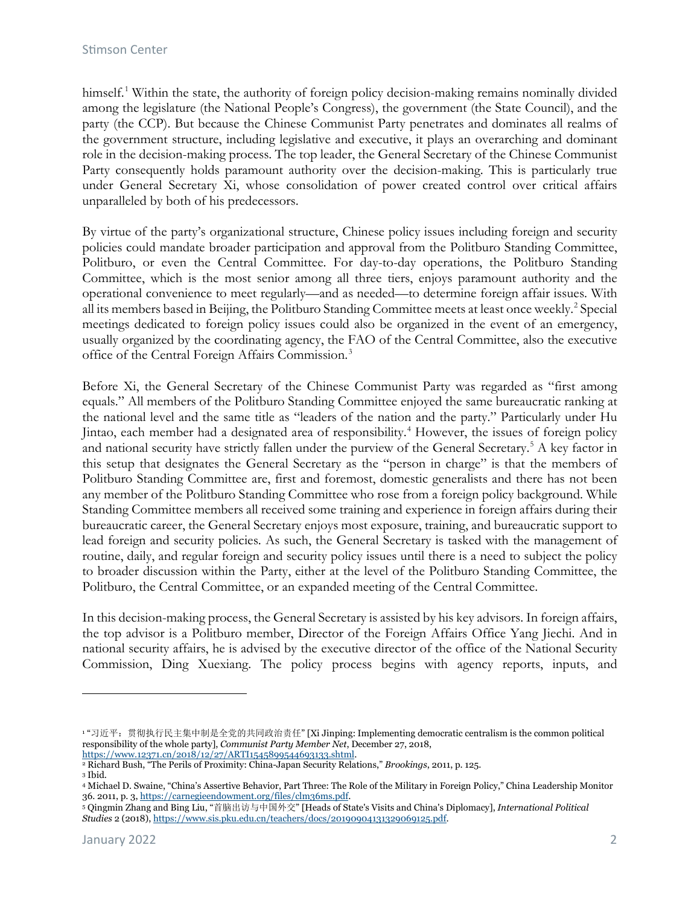himself.[1] Within the state, the authority of foreign policy decision-making remains nominally divided among the legislature (the National People's Congress), the government (the State Council), and the party (the CCP). But because the Chinese Communist Party penetrates and dominates all realms of the government structure, including legislative and executive, it plays an overarching and dominant role in the decision-making process. The top leader, the General Secretary of the Chinese Communist Party consequently holds paramount authority over the decision-making. This is particularly true under General Secretary Xi, whose consolidation of power created control over critical affairs unparalleled by both of his predecessors.

By virtue of the party's organizational structure, Chinese policy issues including foreign and security policies could mandate broader participation and approval from the Politburo Standing Committee, Politburo, or even the Central Committee. For day-to-day operations, the Politburo Standing Committee, which is the most senior among all three tiers, enjoys paramount authority and the operational convenience to meet regularly—and as needed—to determine foreign affair issues. With all its members based in Beijing, the Politburo Standing Committee meets at least once weekly.[2] Special meetings dedicated to foreign policy issues could also be organized in the event of an emergency, usually organized by the coordinating agency, the FAO of the Central Committee, also the executive office of the Central Foreign Affairs Commission.[3]

Before Xi, the General Secretary of the Chinese Communist Party was regarded as "first among equals." All members of the Politburo Standing Committee enjoyed the same bureaucratic ranking at the national level and the same title as "leaders of the nation and the party." Particularly under Hu Jintao, each member had a designated area of responsibility.[4] However, the issues of foreign policy and national security have strictly fallen under the purview of the General Secretary.[5] A key factor in this setup that designates the General Secretary as the "person in charge" is that the members of Politburo Standing Committee are, first and foremost, domestic generalists and there has not been any member of the Politburo Standing Committee who rose from a foreign policy background. While Standing Committee members all received some training and experience in foreign affairs during their bureaucratic career, the General Secretary enjoys most exposure, training, and bureaucratic support to lead foreign and security policies. As such, the General Secretary is tasked with the management of routine, daily, and regular foreign and security policy issues until there is a need to subject the policy to broader discussion within the Party, either at the level of the Politburo Standing Committee, the Politburo, the Central Committee, or an expanded meeting of the Central Committee.

In this decision-making process, the General Secretary is assisted by his key advisors. In foreign affairs, the top advisor is a Politburo member, Director of the Foreign Affairs Office Yang Jiechi. And in national security affairs, he is advised by the executive director of the office of the National Security Commission, Ding Xuexiang. The policy process begins with agency reports, inputs, and

---

[1] "习近平：贯彻执行民主集中制是全党的共同政治责任" [Xi Jinping: Implementing democratic centralism is the common political responsibility of the whole party], *Communist Party Member Net*, December 27, 2018, https://www.12371.cn/2018/12/27/ARTI1545899544693133.shtml.

[2] Richard Bush, "The Perils of Proximity: China-Japan Security Relations," *Brookings*, 2011, p. 125.

[3] Ibid.

[4] Michael D. Swaine, "China's Assertive Behavior, Part Three: The Role of the Military in Foreign Policy," China Leadership Monitor 36. 2011, p. 3, https://carnegieendowment.org/files/clm36ms.pdf.

[5] Qingmin Zhang and Bing Liu, "首脑出访与中国外交" [Heads of State's Visits and China's Diplomacy], *International Political Studies* 2 (2018), https://www.sis.pku.edu.cn/teachers/docs/20190904131329069125.pdf.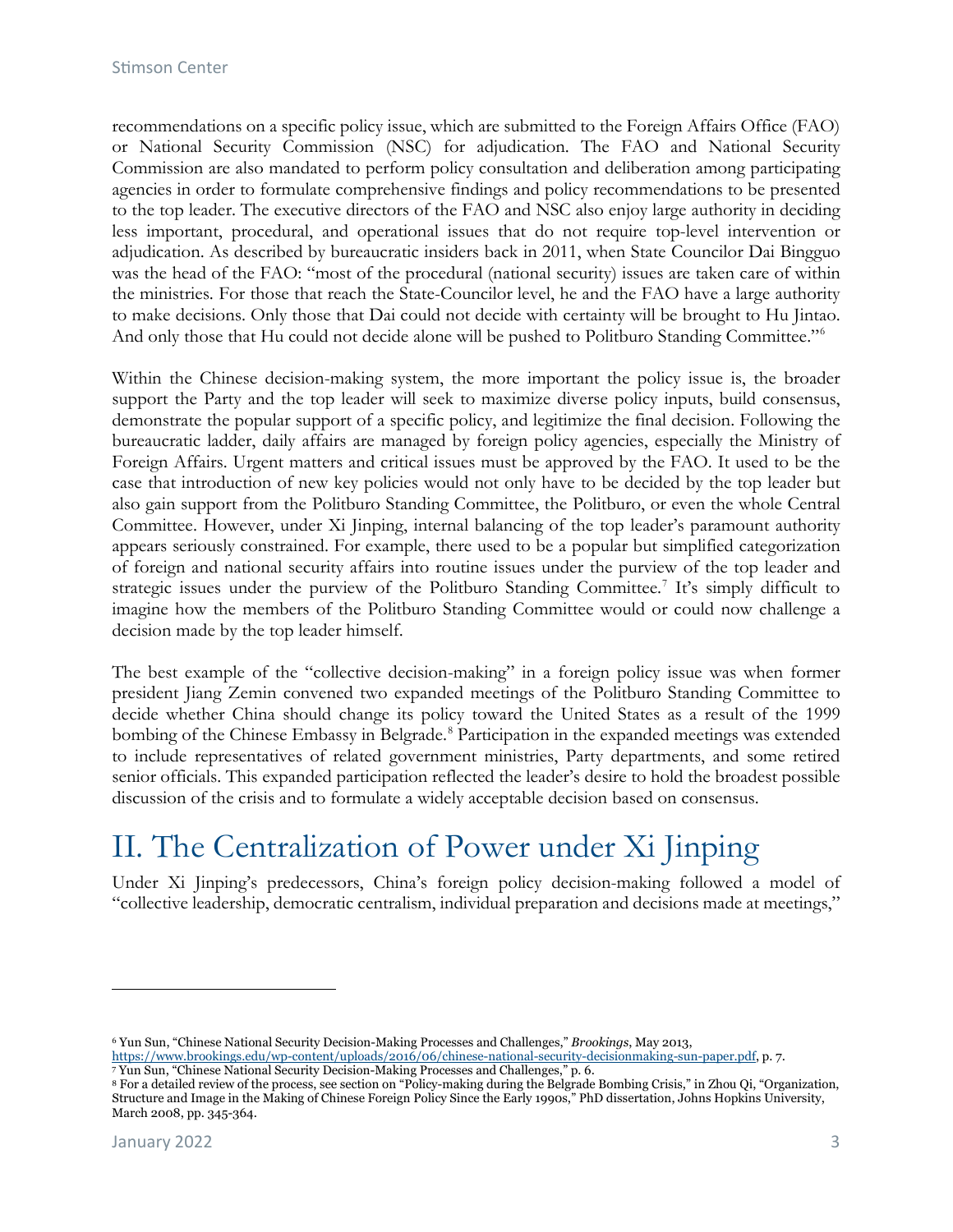recommendations on a specific policy issue, which are submitted to the Foreign Affairs Office (FAO) or National Security Commission (NSC) for adjudication. The FAO and National Security Commission are also mandated to perform policy consultation and deliberation among participating agencies in order to formulate comprehensive findings and policy recommendations to be presented to the top leader. The executive directors of the FAO and NSC also enjoy large authority in deciding less important, procedural, and operational issues that do not require top-level intervention or adjudication. As described by bureaucratic insiders back in 2011, when State Councilor Dai Bingguo was the head of the FAO: "most of the procedural (national security) issues are taken care of within the ministries. For those that reach the State-Councilor level, he and the FAO have a large authority to make decisions. Only those that Dai could not decide with certainty will be brought to Hu Jintao. And only those that Hu could not decide alone will be pushed to Politburo Standing Committee."[6]

Within the Chinese decision-making system, the more important the policy issue is, the broader support the Party and the top leader will seek to maximize diverse policy inputs, build consensus, demonstrate the popular support of a specific policy, and legitimize the final decision. Following the bureaucratic ladder, daily affairs are managed by foreign policy agencies, especially the Ministry of Foreign Affairs. Urgent matters and critical issues must be approved by the FAO. It used to be the case that introduction of new key policies would not only have to be decided by the top leader but also gain support from the Politburo Standing Committee, the Politburo, or even the whole Central Committee. However, under Xi Jinping, internal balancing of the top leader's paramount authority appears seriously constrained. For example, there used to be a popular but simplified categorization of foreign and national security affairs into routine issues under the purview of the top leader and strategic issues under the purview of the Politburo Standing Committee.[7] It's simply difficult to imagine how the members of the Politburo Standing Committee would or could now challenge a decision made by the top leader himself.

The best example of the "collective decision-making" in a foreign policy issue was when former president Jiang Zemin convened two expanded meetings of the Politburo Standing Committee to decide whether China should change its policy toward the United States as a result of the 1999 bombing of the Chinese Embassy in Belgrade.[8] Participation in the expanded meetings was extended to include representatives of related government ministries, Party departments, and some retired senior officials. This expanded participation reflected the leader's desire to hold the broadest possible discussion of the crisis and to formulate a widely acceptable decision based on consensus.

# II. The Centralization of Power under Xi Jinping

Under Xi Jinping's predecessors, China's foreign policy decision-making followed a model of "collective leadership, democratic centralism, individual preparation and decisions made at meetings,"

---

[6] Yun Sun, "Chinese National Security Decision-Making Processes and Challenges," *Brookings*, May 2013, https://www.brookings.edu/wp-content/uploads/2016/06/chinese-national-security-decisionmaking-sun-paper.pdf, p. 7.

[7] Yun Sun, "Chinese National Security Decision-Making Processes and Challenges," p. 6.

[8] For a detailed review of the process, see section on "Policy-making during the Belgrade Bombing Crisis," in Zhou Qi, "Organization, Structure and Image in the Making of Chinese Foreign Policy Since the Early 1990s," PhD dissertation, Johns Hopkins University, March 2008, pp. 345-364.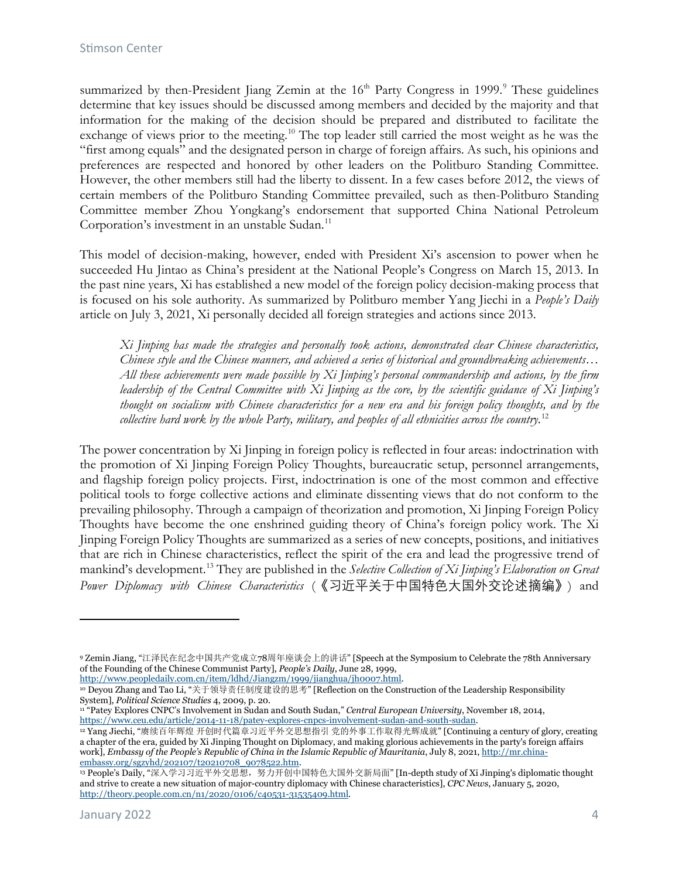summarized by then-President Jiang Zemin at the 16th Party Congress in 1999.[9] These guidelines determine that key issues should be discussed among members and decided by the majority and that information for the making of the decision should be prepared and distributed to facilitate the exchange of views prior to the meeting.[10] The top leader still carried the most weight as he was the "first among equals" and the designated person in charge of foreign affairs. As such, his opinions and preferences are respected and honored by other leaders on the Politburo Standing Committee. However, the other members still had the liberty to dissent. In a few cases before 2012, the views of certain members of the Politburo Standing Committee prevailed, such as then-Politburo Standing Committee member Zhou Yongkang's endorsement that supported China National Petroleum Corporation's investment in an unstable Sudan.[11]

This model of decision-making, however, ended with President Xi's ascension to power when he succeeded Hu Jintao as China's president at the National People's Congress on March 15, 2013. In the past nine years, Xi has established a new model of the foreign policy decision-making process that is focused on his sole authority. As summarized by Politburo member Yang Jiechi in a *People's Daily* article on July 3, 2021, Xi personally decided all foreign strategies and actions since 2013.

> *Xi Jinping has made the strategies and personally took actions, demonstrated clear Chinese characteristics, Chinese style and the Chinese manners, and achieved a series of historical and groundbreaking achievements… All these achievements were made possible by Xi Jinping's personal commandership and actions, by the firm leadership of the Central Committee with Xi Jinping as the core, by the scientific guidance of Xi Jinping's thought on socialism with Chinese characteristics for a new era and his foreign policy thoughts, and by the collective hard work by the whole Party, military, and peoples of all ethnicities across the country.*[12]

The power concentration by Xi Jinping in foreign policy is reflected in four areas: indoctrination with the promotion of Xi Jinping Foreign Policy Thoughts, bureaucratic setup, personnel arrangements, and flagship foreign policy projects. First, indoctrination is one of the most common and effective political tools to forge collective actions and eliminate dissenting views that do not conform to the prevailing philosophy. Through a campaign of theorization and promotion, Xi Jinping Foreign Policy Thoughts have become the one enshrined guiding theory of China's foreign policy work. The Xi Jinping Foreign Policy Thoughts are summarized as a series of new concepts, positions, and initiatives that are rich in Chinese characteristics, reflect the spirit of the era and lead the progressive trend of mankind's development.[13] They are published in the *Selective Collection of Xi Jinping's Elaboration on Great Power Diplomacy with Chinese Characteristics* (《习近平关于中国特色大国外交论述摘编》) and

---

[9] Zemin Jiang, "江泽民在纪念中国共产党成立78周年座谈会上的讲话" [Speech at the Symposium to Celebrate the 78th Anniversary of the Founding of the Chinese Communist Party], *People's Daily*, June 28, 1999, http://www.peopledaily.com.cn/item/ldhd/Jiangzm/1999/jianghua/jh0007.html.

[10] Deyou Zhang and Tao Li, "关于领导责任制度建设的思考" [Reflection on the Construction of the Leadership Responsibility System], *Political Science Studies* 4, 2009, p. 20.

[11] "Patey Explores CNPC's Involvement in Sudan and South Sudan," *Central European University*, November 18, 2014, https://www.ceu.edu/article/2014-11-18/patey-explores-cnpcs-involvement-sudan-and-south-sudan.

[12] Yang Jiechi, "赓续百年辉煌 开创时代篇章习近平外交思想指引 党的外事工作取得光辉成就" [Continuing a century of glory, creating a chapter of the era, guided by Xi Jinping Thought on Diplomacy, and making glorious achievements in the party's foreign affairs work], *Embassy of the People's Republic of China in the Islamic Republic of Mauritania*, July 8, 2021, http://mr.china-embassy.org/sgzyhd/202107/t20210708_9078522.htm.

[13] People's Daily, "深入学习习近平外交思想，努力开创中国特色大国外交新局面" [In-depth study of Xi Jinping's diplomatic thought and strive to create a new situation of major-country diplomacy with Chinese characteristics], *CPC News*, January 5, 2020, http://theory.people.com.cn/n1/2020/0106/c40531-31535409.html.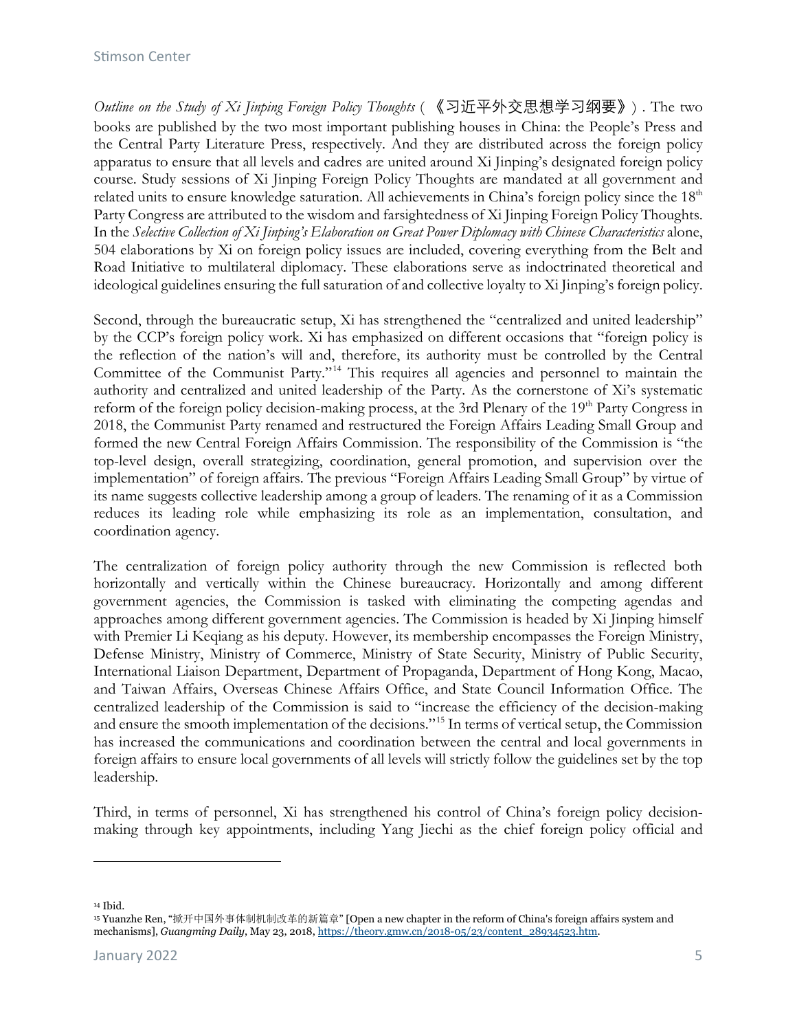*Outline on the Study of Xi Jinping Foreign Policy Thoughts* (《习近平外交思想学习纲要》). The two books are published by the two most important publishing houses in China: the People's Press and the Central Party Literature Press, respectively. And they are distributed across the foreign policy apparatus to ensure that all levels and cadres are united around Xi Jinping's designated foreign policy course. Study sessions of Xi Jinping Foreign Policy Thoughts are mandated at all government and related units to ensure knowledge saturation. All achievements in China's foreign policy since the 18th Party Congress are attributed to the wisdom and farsightedness of Xi Jinping Foreign Policy Thoughts. In the *Selective Collection of Xi Jinping's Elaboration on Great Power Diplomacy with Chinese Characteristics* alone, 504 elaborations by Xi on foreign policy issues are included, covering everything from the Belt and Road Initiative to multilateral diplomacy. These elaborations serve as indoctrinated theoretical and ideological guidelines ensuring the full saturation of and collective loyalty to Xi Jinping's foreign policy.

Second, through the bureaucratic setup, Xi has strengthened the "centralized and united leadership" by the CCP's foreign policy work. Xi has emphasized on different occasions that "foreign policy is the reflection of the nation's will and, therefore, its authority must be controlled by the Central Committee of the Communist Party."[14] This requires all agencies and personnel to maintain the authority and centralized and united leadership of the Party. As the cornerstone of Xi's systematic reform of the foreign policy decision-making process, at the 3rd Plenary of the 19th Party Congress in 2018, the Communist Party renamed and restructured the Foreign Affairs Leading Small Group and formed the new Central Foreign Affairs Commission. The responsibility of the Commission is "the top-level design, overall strategizing, coordination, general promotion, and supervision over the implementation" of foreign affairs. The previous "Foreign Affairs Leading Small Group" by virtue of its name suggests collective leadership among a group of leaders. The renaming of it as a Commission reduces its leading role while emphasizing its role as an implementation, consultation, and coordination agency.

The centralization of foreign policy authority through the new Commission is reflected both horizontally and vertically within the Chinese bureaucracy. Horizontally and among different government agencies, the Commission is tasked with eliminating the competing agendas and approaches among different government agencies. The Commission is headed by Xi Jinping himself with Premier Li Keqiang as his deputy. However, its membership encompasses the Foreign Ministry, Defense Ministry, Ministry of Commerce, Ministry of State Security, Ministry of Public Security, International Liaison Department, Department of Propaganda, Department of Hong Kong, Macao, and Taiwan Affairs, Overseas Chinese Affairs Office, and State Council Information Office. The centralized leadership of the Commission is said to "increase the efficiency of the decision-making and ensure the smooth implementation of the decisions."[15] In terms of vertical setup, the Commission has increased the communications and coordination between the central and local governments in foreign affairs to ensure local governments of all levels will strictly follow the guidelines set by the top leadership.

Third, in terms of personnel, Xi has strengthened his control of China's foreign policy decision-making through key appointments, including Yang Jiechi as the chief foreign policy official and

---

[14] Ibid.

[15] Yuanzhe Ren, "掀开中国外事体制机制改革的新篇章" [Open a new chapter in the reform of China's foreign affairs system and mechanisms], *Guangming Daily*, May 23, 2018, https://theory.gmw.cn/2018-05/23/content_28934523.htm.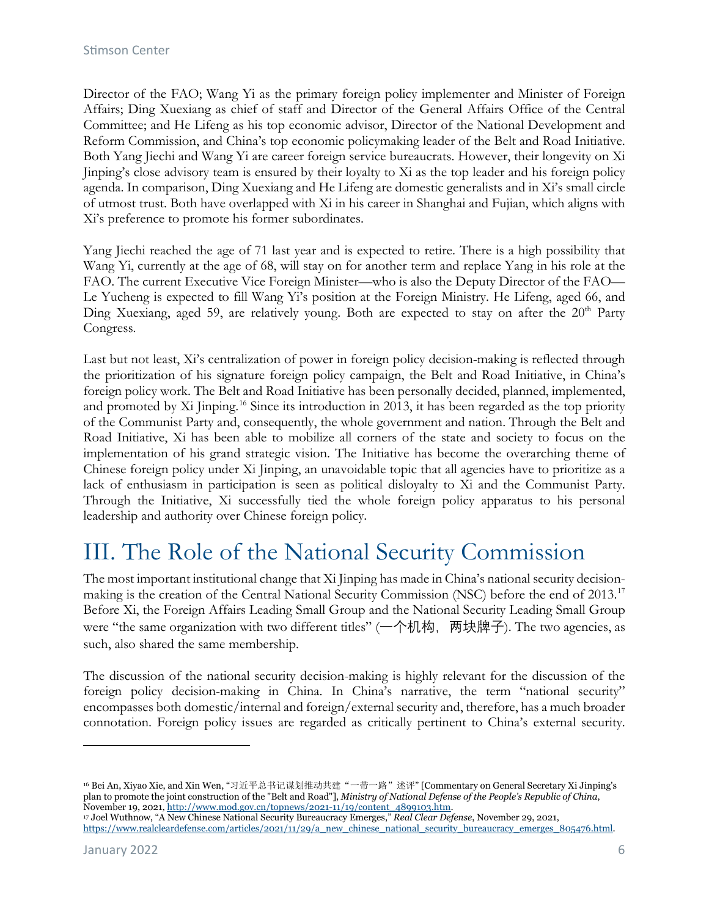Director of the FAO; Wang Yi as the primary foreign policy implementer and Minister of Foreign Affairs; Ding Xuexiang as chief of staff and Director of the General Affairs Office of the Central Committee; and He Lifeng as his top economic advisor, Director of the National Development and Reform Commission, and China's top economic policymaking leader of the Belt and Road Initiative. Both Yang Jiechi and Wang Yi are career foreign service bureaucrats. However, their longevity on Xi Jinping's close advisory team is ensured by their loyalty to Xi as the top leader and his foreign policy agenda. In comparison, Ding Xuexiang and He Lifeng are domestic generalists and in Xi's small circle of utmost trust. Both have overlapped with Xi in his career in Shanghai and Fujian, which aligns with Xi's preference to promote his former subordinates.

Yang Jiechi reached the age of 71 last year and is expected to retire. There is a high possibility that Wang Yi, currently at the age of 68, will stay on for another term and replace Yang in his role at the FAO. The current Executive Vice Foreign Minister—who is also the Deputy Director of the FAO—Le Yucheng is expected to fill Wang Yi's position at the Foreign Ministry. He Lifeng, aged 66, and Ding Xuexiang, aged 59, are relatively young. Both are expected to stay on after the 20th Party Congress.

Last but not least, Xi's centralization of power in foreign policy decision-making is reflected through the prioritization of his signature foreign policy campaign, the Belt and Road Initiative, in China's foreign policy work. The Belt and Road Initiative has been personally decided, planned, implemented, and promoted by Xi Jinping.[16] Since its introduction in 2013, it has been regarded as the top priority of the Communist Party and, consequently, the whole government and nation. Through the Belt and Road Initiative, Xi has been able to mobilize all corners of the state and society to focus on the implementation of his grand strategic vision. The Initiative has become the overarching theme of Chinese foreign policy under Xi Jinping, an unavoidable topic that all agencies have to prioritize as a lack of enthusiasm in participation is seen as political disloyalty to Xi and the Communist Party. Through the Initiative, Xi successfully tied the whole foreign policy apparatus to his personal leadership and authority over Chinese foreign policy.

# III. The Role of the National Security Commission

The most important institutional change that Xi Jinping has made in China's national security decision-making is the creation of the Central National Security Commission (NSC) before the end of 2013.[17] Before Xi, the Foreign Affairs Leading Small Group and the National Security Leading Small Group were "the same organization with two different titles" (一个机构，两块牌子). The two agencies, as such, also shared the same membership.

The discussion of the national security decision-making is highly relevant for the discussion of the foreign policy decision-making in China. In China's narrative, the term "national security" encompasses both domestic/internal and foreign/external security and, therefore, has a much broader connotation. Foreign policy issues are regarded as critically pertinent to China's external security.

---

[16] Bei An, Xiyao Xie, and Xin Wen, "习近平总书记谋划推动共建"一带一路"述评" [Commentary on General Secretary Xi Jinping's plan to promote the joint construction of the "Belt and Road"], *Ministry of National Defense of the People's Republic of China*, November 19, 2021, http://www.mod.gov.cn/topnews/2021-11/19/content_4899103.htm.

[17] Joel Wuthnow, "A New Chinese National Security Bureaucracy Emerges," *Real Clear Defense*, November 29, 2021, https://www.realcleardefense.com/articles/2021/11/29/a_new_chinese_national_security_bureaucracy_emerges_805476.html.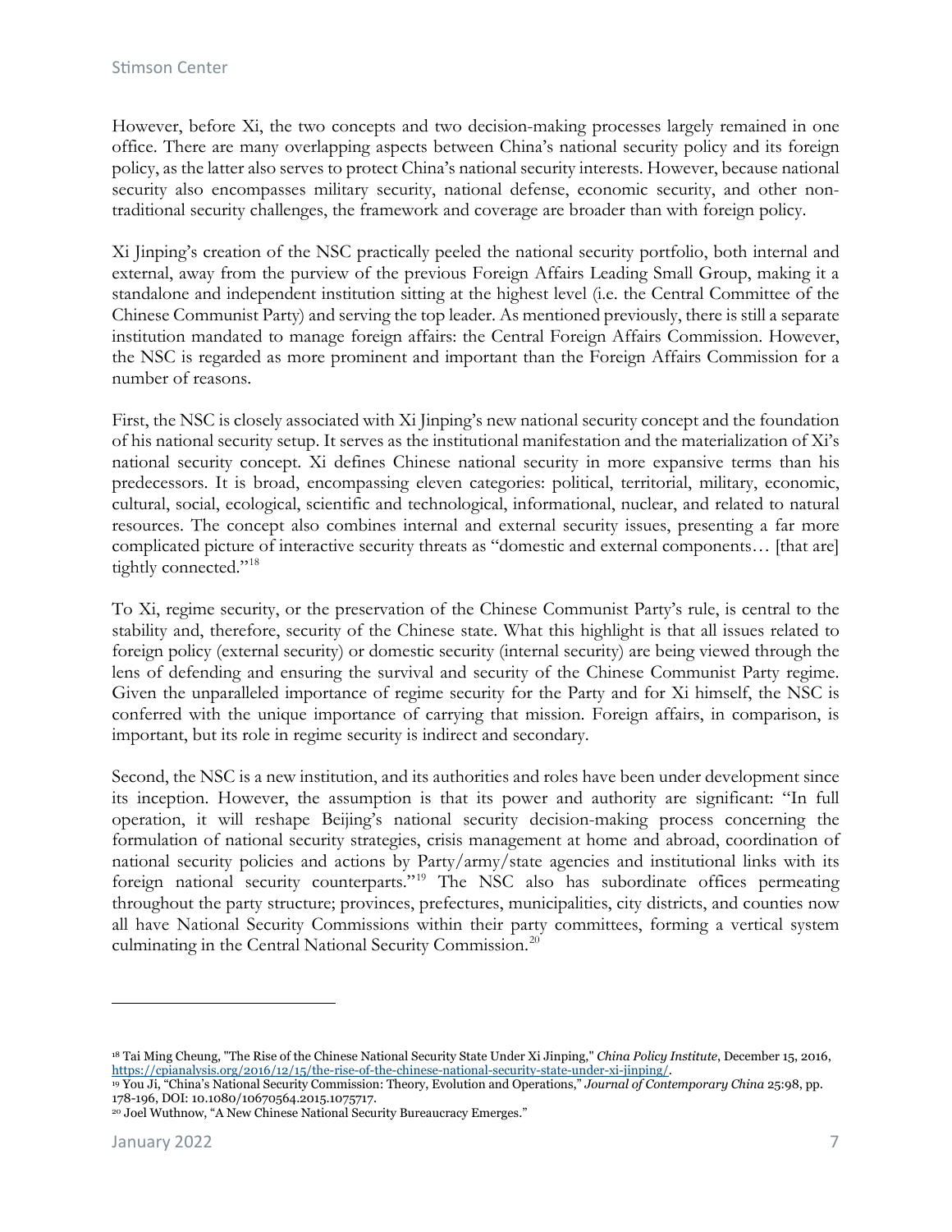However, before Xi, the two concepts and two decision-making processes largely remained in one office. There are many overlapping aspects between China's national security policy and its foreign policy, as the latter also serves to protect China's national security interests. However, because national security also encompasses military security, national defense, economic security, and other non-traditional security challenges, the framework and coverage are broader than with foreign policy.

Xi Jinping's creation of the NSC practically peeled the national security portfolio, both internal and external, away from the purview of the previous Foreign Affairs Leading Small Group, making it a standalone and independent institution sitting at the highest level (i.e. the Central Committee of the Chinese Communist Party) and serving the top leader. As mentioned previously, there is still a separate institution mandated to manage foreign affairs: the Central Foreign Affairs Commission. However, the NSC is regarded as more prominent and important than the Foreign Affairs Commission for a number of reasons.

First, the NSC is closely associated with Xi Jinping's new national security concept and the foundation of his national security setup. It serves as the institutional manifestation and the materialization of Xi's national security concept. Xi defines Chinese national security in more expansive terms than his predecessors. It is broad, encompassing eleven categories: political, territorial, military, economic, cultural, social, ecological, scientific and technological, informational, nuclear, and related to natural resources. The concept also combines internal and external security issues, presenting a far more complicated picture of interactive security threats as "domestic and external components… [that are] tightly connected."[18]

To Xi, regime security, or the preservation of the Chinese Communist Party's rule, is central to the stability and, therefore, security of the Chinese state. What this highlight is that all issues related to foreign policy (external security) or domestic security (internal security) are being viewed through the lens of defending and ensuring the survival and security of the Chinese Communist Party regime. Given the unparalleled importance of regime security for the Party and for Xi himself, the NSC is conferred with the unique importance of carrying that mission. Foreign affairs, in comparison, is important, but its role in regime security is indirect and secondary.

Second, the NSC is a new institution, and its authorities and roles have been under development since its inception. However, the assumption is that its power and authority are significant: "In full operation, it will reshape Beijing's national security decision-making process concerning the formulation of national security strategies, crisis management at home and abroad, coordination of national security policies and actions by Party/army/state agencies and institutional links with its foreign national security counterparts."[19] The NSC also has subordinate offices permeating throughout the party structure; provinces, prefectures, municipalities, city districts, and counties now all have National Security Commissions within their party committees, forming a vertical system culminating in the Central National Security Commission.[20]

---

[18] Tai Ming Cheung, "The Rise of the Chinese National Security State Under Xi Jinping," *China Policy Institute*, December 15, 2016, https://cpianalysis.org/2016/12/15/the-rise-of-the-chinese-national-security-state-under-xi-jinping/.

[19] You Ji, "China's National Security Commission: Theory, Evolution and Operations," *Journal of Contemporary China* 25:98, pp. 178-196, DOI: 10.1080/10670564.2015.1075717.

[20] Joel Wuthnow, "A New Chinese National Security Bureaucracy Emerges."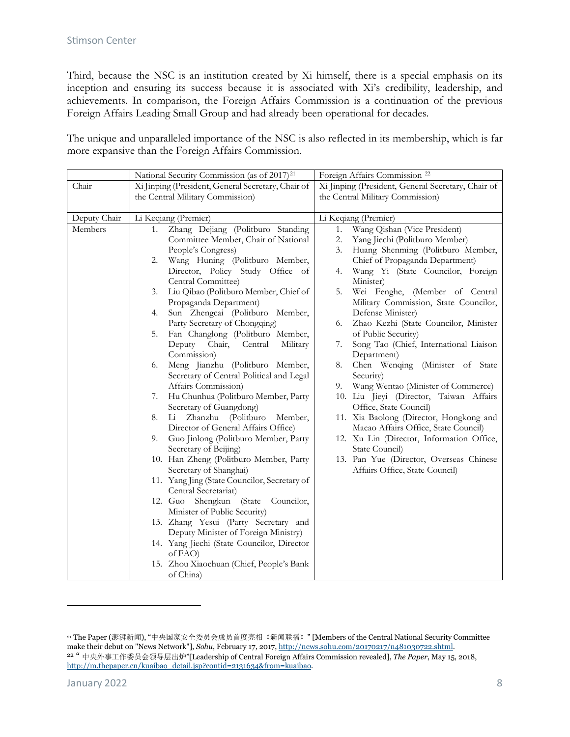Third, because the NSC is an institution created by Xi himself, there is a special emphasis on its inception and ensuring its success because it is associated with Xi's credibility, leadership, and achievements. In comparison, the Foreign Affairs Commission is a continuation of the previous Foreign Affairs Leading Small Group and had already been operational for decades.

The unique and unparalleled importance of the NSC is also reflected in its membership, which is far more expansive than the Foreign Affairs Commission.

| | National Security Commission (as of 2017)[21] | Foreign Affairs Commission [22] |
|---|---|---|
| Chair | Xi Jinping (President, General Secretary, Chair of the Central Military Commission) | Xi Jinping (President, General Secretary, Chair of the Central Military Commission) |
| Deputy Chair | Li Keqiang (Premier) | Li Keqiang (Premier) |
| Members | 1. Zhang Dejiang (Politburo Standing Committee Member, Chair of National People's Congress)<br>2. Wang Huning (Politburo Member, Director, Policy Study Office of Central Committee)<br>3. Liu Qibao (Politburo Member, Chief of Propaganda Department)<br>4. Sun Zhengcai (Politburo Member, Party Secretary of Chongqing)<br>5. Fan Changlong (Politburo Member, Deputy Chair, Central Military Commission)<br>6. Meng Jianzhu (Politburo Member, Secretary of Central Political and Legal Affairs Commission)<br>7. Hu Chunhua (Politburo Member, Party Secretary of Guangdong)<br>8. Li Zhanzhu (Politburo Member, Director of General Affairs Office)<br>9. Guo Jinlong (Politburo Member, Party Secretary of Beijing)<br>10. Han Zheng (Politburo Member, Party Secretary of Shanghai)<br>11. Yang Jing (State Councilor, Secretary of Central Secretariat)<br>12. Guo Shengkun (State Councilor, Minister of Public Security)<br>13. Zhang Yesui (Party Secretary and Deputy Minister of Foreign Ministry)<br>14. Yang Jiechi (State Councilor, Director of FAO)<br>15. Zhou Xiaochuan (Chief, People's Bank of China) | 1. Wang Qishan (Vice President)<br>2. Yang Jiechi (Politburo Member)<br>3. Huang Shenming (Politburo Member, Chief of Propaganda Department)<br>4. Wang Yi (State Councilor, Foreign Minister)<br>5. Wei Fenghe, (Member of Central Military Commission, State Councilor, Defense Minister)<br>6. Zhao Kezhi (State Councilor, Minister of Public Security)<br>7. Song Tao (Chief, International Liaison Department)<br>8. Chen Wenqing (Minister of State Security)<br>9. Wang Wentao (Minister of Commerce)<br>10. Liu Jieyi (Director, Taiwan Affairs Office, State Council)<br>11. Xia Baolong (Director, Hongkong and Macao Affairs Office, State Council)<br>12. Xu Lin (Director, Information Office, State Council)<br>13. Pan Yue (Director, Overseas Chinese Affairs Office, State Council) |

---

[21] The Paper (澎湃新闻), "中央国家安全委员会成员首度亮相《新闻联播》" [Members of the Central National Security Committee make their debut on "News Network"], *Sohu*, February 17, 2017, http://news.sohu.com/20170217/n481030722.shtml.

[22] " 中央外事工作委员会领导层出炉"[Leadership of Central Foreign Affairs Commission revealed], *The Paper*, May 15, 2018, http://m.thepaper.cn/kuaibao_detail.jsp?contid=2131634&from=kuaibao.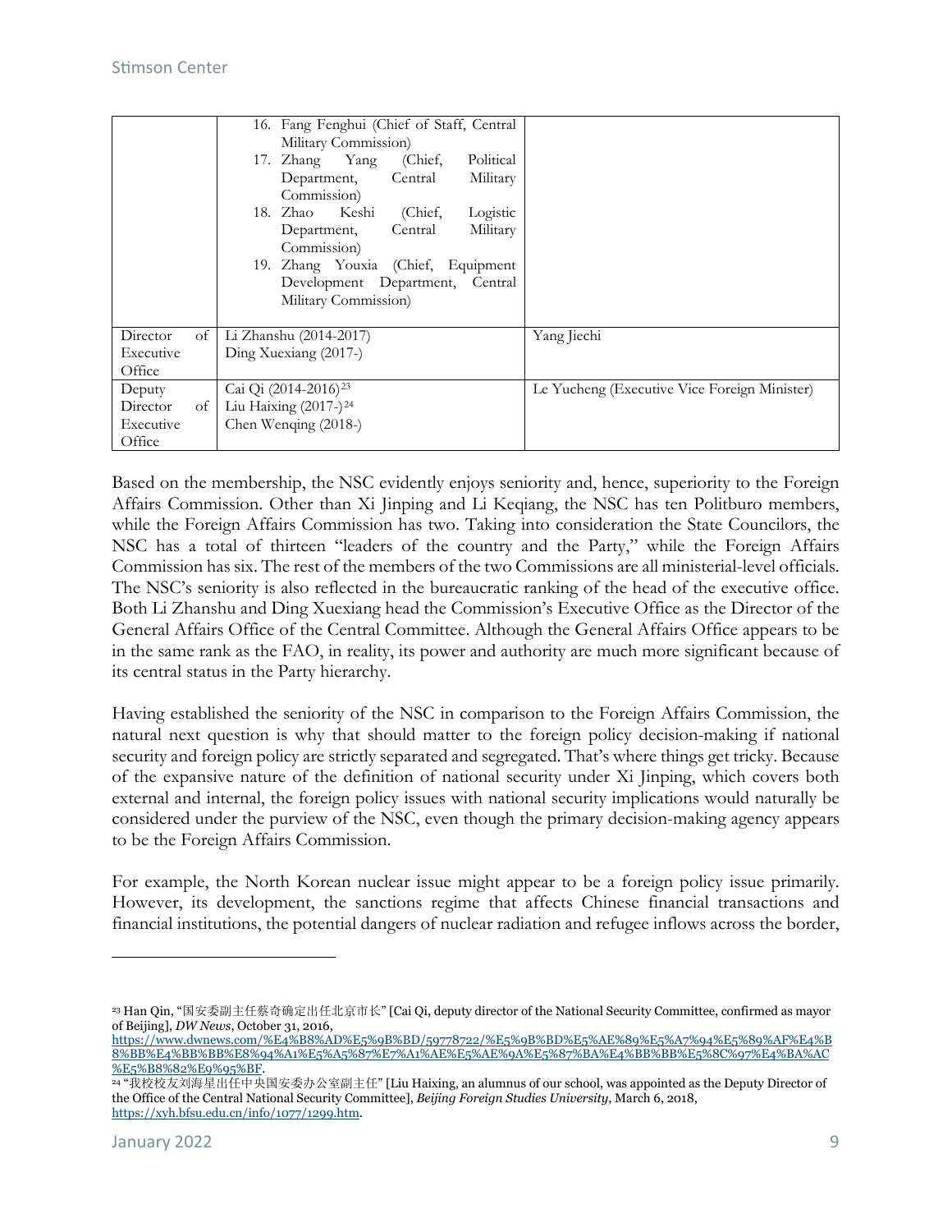| | | |
|---|---|---|
| | 16. Fang Fenghui (Chief of Staff, Central Military Commission)<br>17. Zhang Yang (Chief, Political Department, Central Military Commission)<br>18. Zhao Keshi (Chief, Logistic Department, Central Military Commission)<br>19. Zhang Youxia (Chief, Equipment Development Department, Central Military Commission) | |
| Director of Executive Office | Li Zhanshu (2014-2017)<br>Ding Xuexiang (2017-) | Yang Jiechi |
| Deputy Director of Executive Office | Cai Qi (2014-2016)[23]<br>Liu Haixing (2017-)[24]<br>Chen Wenqing (2018-) | Le Yucheng (Executive Vice Foreign Minister) |

Based on the membership, the NSC evidently enjoys seniority and, hence, superiority to the Foreign Affairs Commission. Other than Xi Jinping and Li Keqiang, the NSC has ten Politburo members, while the Foreign Affairs Commission has two. Taking into consideration the State Councilors, the NSC has a total of thirteen "leaders of the country and the Party," while the Foreign Affairs Commission has six. The rest of the members of the two Commissions are all ministerial-level officials. The NSC's seniority is also reflected in the bureaucratic ranking of the head of the executive office. Both Li Zhanshu and Ding Xuexiang head the Commission's Executive Office as the Director of the General Affairs Office of the Central Committee. Although the General Affairs Office appears to be in the same rank as the FAO, in reality, its power and authority are much more significant because of its central status in the Party hierarchy.

Having established the seniority of the NSC in comparison to the Foreign Affairs Commission, the natural next question is why that should matter to the foreign policy decision-making if national security and foreign policy are strictly separated and segregated. That's where things get tricky. Because of the expansive nature of the definition of national security under Xi Jinping, which covers both external and internal, the foreign policy issues with national security implications would naturally be considered under the purview of the NSC, even though the primary decision-making agency appears to be the Foreign Affairs Commission.

For example, the North Korean nuclear issue might appear to be a foreign policy issue primarily. However, its development, the sanctions regime that affects Chinese financial transactions and financial institutions, the potential dangers of nuclear radiation and refugee inflows across the border,

---

[23] Han Qin, "国安委副主任蔡奇确定出任北京市长" [Cai Qi, deputy director of the National Security Committee, confirmed as mayor of Beijing], *DW News*, October 31, 2016, https://www.dwnews.com/%E4%B8%AD%E5%9B%BD/59778722/%E5%9B%BD%E5%AE%89%E5%A7%94%E5%89%AF%E4%B8%BB%E4%BB%BB%E8%94%A1%E5%A5%87%E7%A1%AE%E5%AE%9A%E5%87%BA%E4%BB%BB%E5%8C%97%E4%BA%AC%E5%B8%82%E9%95%BF.

[24] "我校校友刘海星出任中央国安委办公室副主任" [Liu Haixing, an alumnus of our school, was appointed as the Deputy Director of the Office of the Central National Security Committee], *Beijing Foreign Studies University*, March 6, 2018, https://xyh.bfsu.edu.cn/info/1077/1299.htm.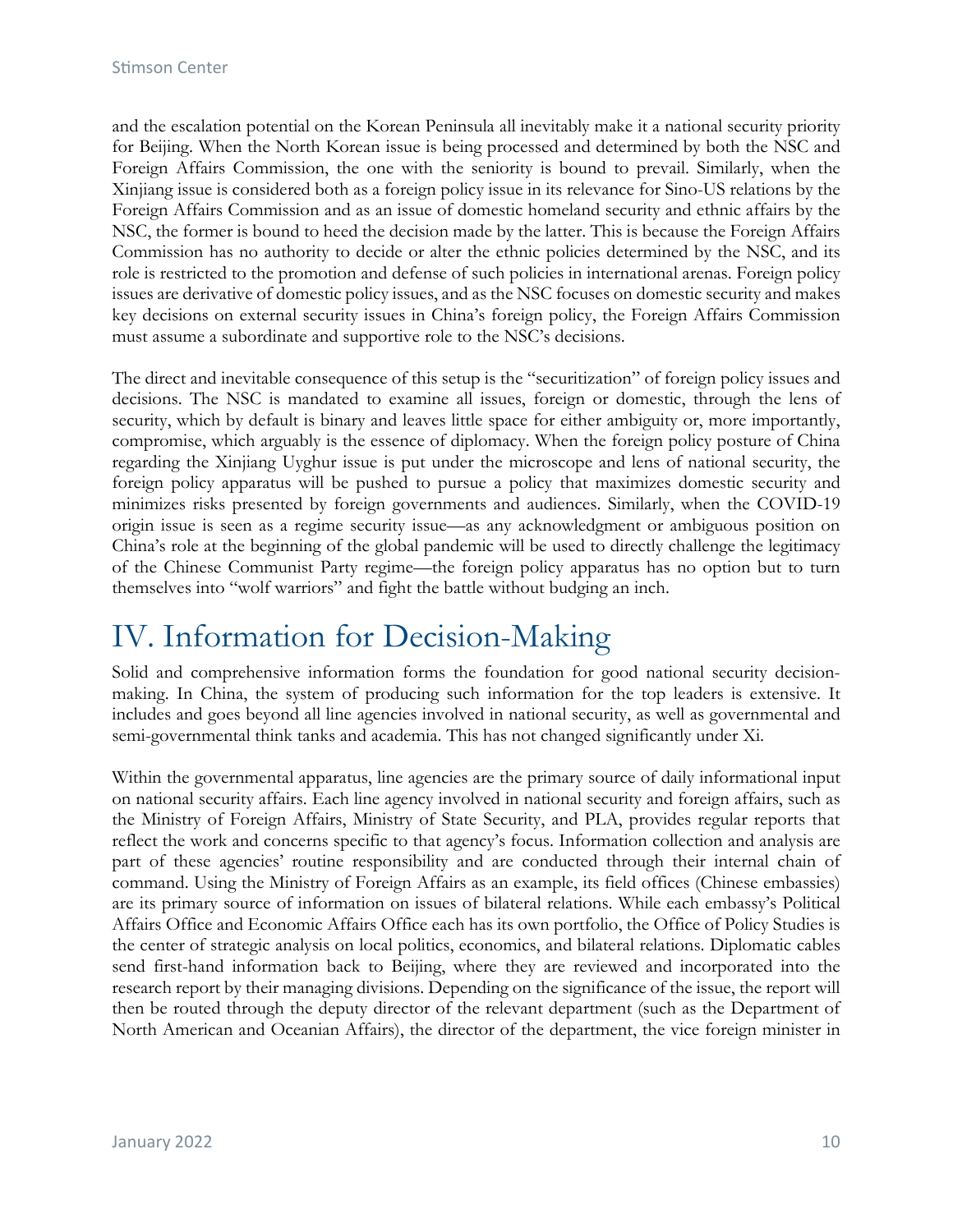and the escalation potential on the Korean Peninsula all inevitably make it a national security priority for Beijing. When the North Korean issue is being processed and determined by both the NSC and Foreign Affairs Commission, the one with the seniority is bound to prevail. Similarly, when the Xinjiang issue is considered both as a foreign policy issue in its relevance for Sino-US relations by the Foreign Affairs Commission and as an issue of domestic homeland security and ethnic affairs by the NSC, the former is bound to heed the decision made by the latter. This is because the Foreign Affairs Commission has no authority to decide or alter the ethnic policies determined by the NSC, and its role is restricted to the promotion and defense of such policies in international arenas. Foreign policy issues are derivative of domestic policy issues, and as the NSC focuses on domestic security and makes key decisions on external security issues in China's foreign policy, the Foreign Affairs Commission must assume a subordinate and supportive role to the NSC's decisions.

The direct and inevitable consequence of this setup is the "securitization" of foreign policy issues and decisions. The NSC is mandated to examine all issues, foreign or domestic, through the lens of security, which by default is binary and leaves little space for either ambiguity or, more importantly, compromise, which arguably is the essence of diplomacy. When the foreign policy posture of China regarding the Xinjiang Uyghur issue is put under the microscope and lens of national security, the foreign policy apparatus will be pushed to pursue a policy that maximizes domestic security and minimizes risks presented by foreign governments and audiences. Similarly, when the COVID-19 origin issue is seen as a regime security issue—as any acknowledgment or ambiguous position on China's role at the beginning of the global pandemic will be used to directly challenge the legitimacy of the Chinese Communist Party regime—the foreign policy apparatus has no option but to turn themselves into "wolf warriors" and fight the battle without budging an inch.

# IV. Information for Decision-Making

Solid and comprehensive information forms the foundation for good national security decision-making. In China, the system of producing such information for the top leaders is extensive. It includes and goes beyond all line agencies involved in national security, as well as governmental and semi-governmental think tanks and academia. This has not changed significantly under Xi.

Within the governmental apparatus, line agencies are the primary source of daily informational input on national security affairs. Each line agency involved in national security and foreign affairs, such as the Ministry of Foreign Affairs, Ministry of State Security, and PLA, provides regular reports that reflect the work and concerns specific to that agency's focus. Information collection and analysis are part of these agencies' routine responsibility and are conducted through their internal chain of command. Using the Ministry of Foreign Affairs as an example, its field offices (Chinese embassies) are its primary source of information on issues of bilateral relations. While each embassy's Political Affairs Office and Economic Affairs Office each has its own portfolio, the Office of Policy Studies is the center of strategic analysis on local politics, economics, and bilateral relations. Diplomatic cables send first-hand information back to Beijing, where they are reviewed and incorporated into the research report by their managing divisions. Depending on the significance of the issue, the report will then be routed through the deputy director of the relevant department (such as the Department of North American and Oceanian Affairs), the director of the department, the vice foreign minister in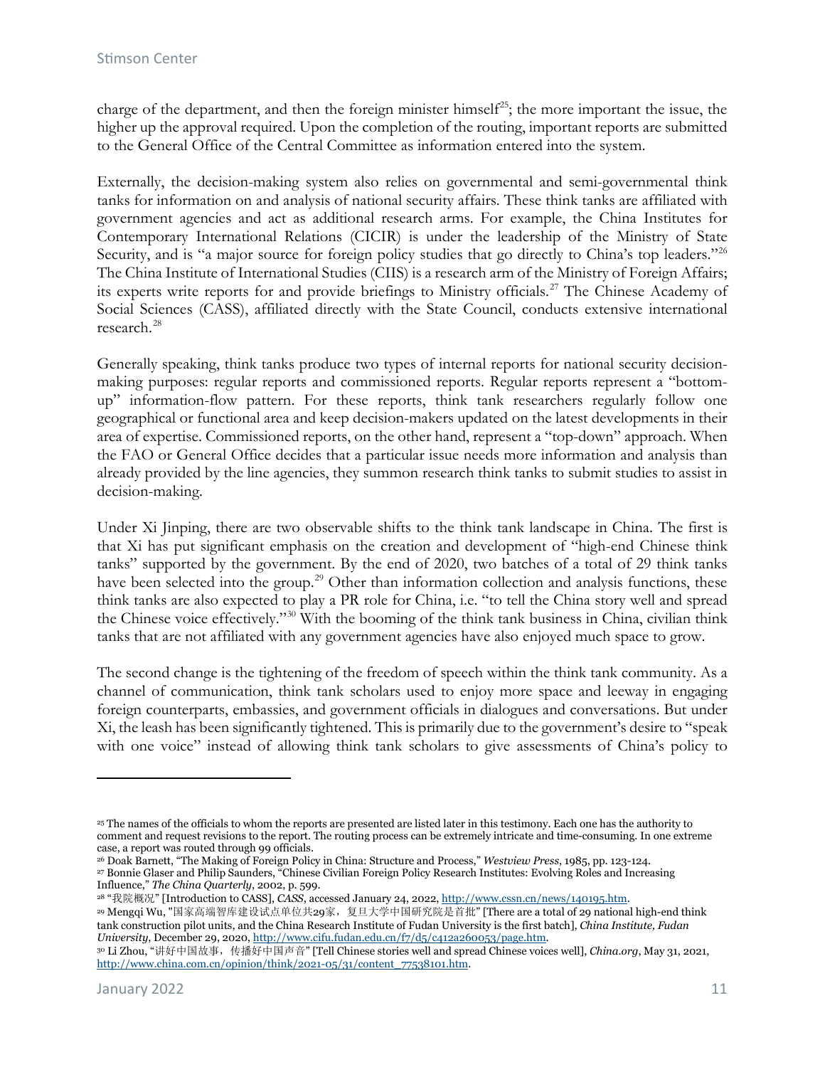charge of the department, and then the foreign minister himself[25]; the more important the issue, the higher up the approval required. Upon the completion of the routing, important reports are submitted to the General Office of the Central Committee as information entered into the system.

Externally, the decision-making system also relies on governmental and semi-governmental think tanks for information on and analysis of national security affairs. These think tanks are affiliated with government agencies and act as additional research arms. For example, the China Institutes for Contemporary International Relations (CICIR) is under the leadership of the Ministry of State Security, and is "a major source for foreign policy studies that go directly to China's top leaders."[26] The China Institute of International Studies (CIIS) is a research arm of the Ministry of Foreign Affairs; its experts write reports for and provide briefings to Ministry officials.[27] The Chinese Academy of Social Sciences (CASS), affiliated directly with the State Council, conducts extensive international research.[28]

Generally speaking, think tanks produce two types of internal reports for national security decision-making purposes: regular reports and commissioned reports. Regular reports represent a "bottom-up" information-flow pattern. For these reports, think tank researchers regularly follow one geographical or functional area and keep decision-makers updated on the latest developments in their area of expertise. Commissioned reports, on the other hand, represent a "top-down" approach. When the FAO or General Office decides that a particular issue needs more information and analysis than already provided by the line agencies, they summon research think tanks to submit studies to assist in decision-making.

Under Xi Jinping, there are two observable shifts to the think tank landscape in China. The first is that Xi has put significant emphasis on the creation and development of "high-end Chinese think tanks" supported by the government. By the end of 2020, two batches of a total of 29 think tanks have been selected into the group.[29] Other than information collection and analysis functions, these think tanks are also expected to play a PR role for China, i.e. "to tell the China story well and spread the Chinese voice effectively."[30] With the booming of the think tank business in China, civilian think tanks that are not affiliated with any government agencies have also enjoyed much space to grow.

The second change is the tightening of the freedom of speech within the think tank community. As a channel of communication, think tank scholars used to enjoy more space and leeway in engaging foreign counterparts, embassies, and government officials in dialogues and conversations. But under Xi, the leash has been significantly tightened. This is primarily due to the government's desire to "speak with one voice" instead of allowing think tank scholars to give assessments of China's policy to

---

[25] The names of the officials to whom the reports are presented are listed later in this testimony. Each one has the authority to comment and request revisions to the report. The routing process can be extremely intricate and time-consuming. In one extreme case, a report was routed through 99 officials.

[26] Doak Barnett, "The Making of Foreign Policy in China: Structure and Process," *Westview Press*, 1985, pp. 123-124.

[27] Bonnie Glaser and Philip Saunders, "Chinese Civilian Foreign Policy Research Institutes: Evolving Roles and Increasing Influence," *The China Quarterly*, 2002, p. 599.

[28] "我院概况" [Introduction to CASS], *CASS*, accessed January 24, 2022, http://www.cssn.cn/news/140195.htm.

[29] Mengqi Wu, "国家高端智库建设试点单位共29家，复旦大学中国研究院是首批" [There are a total of 29 national high-end think tank construction pilot units, and the China Research Institute of Fudan University is the first batch], *China Institute, Fudan University*, December 29, 2020, http://www.cifu.fudan.edu.cn/f7/d5/c412a260053/page.htm.

[30] Li Zhou, "讲好中国故事，传播好中国声音" [Tell Chinese stories well and spread Chinese voices well], *China.org*, May 31, 2021, http://www.china.com.cn/opinion/think/2021-05/31/content_77538101.htm.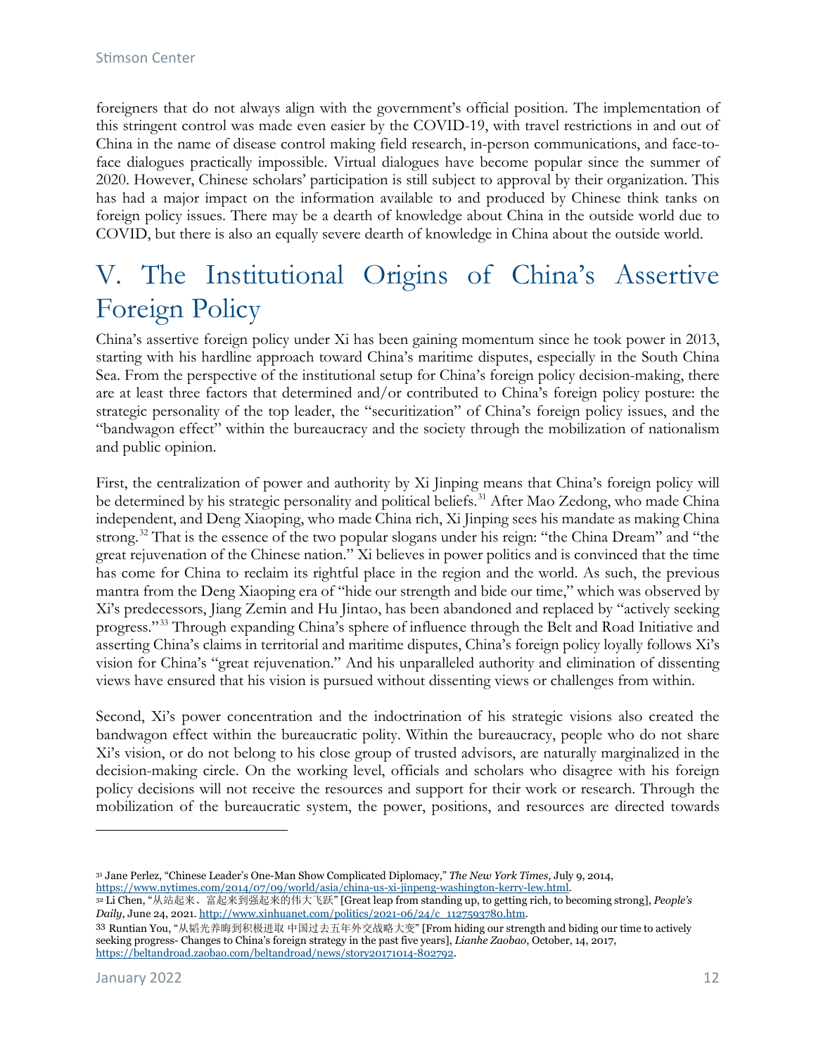foreigners that do not always align with the government's official position. The implementation of this stringent control was made even easier by the COVID-19, with travel restrictions in and out of China in the name of disease control making field research, in-person communications, and face-to-face dialogues practically impossible. Virtual dialogues have become popular since the summer of 2020. However, Chinese scholars' participation is still subject to approval by their organization. This has had a major impact on the information available to and produced by Chinese think tanks on foreign policy issues. There may be a dearth of knowledge about China in the outside world due to COVID, but there is also an equally severe dearth of knowledge in China about the outside world.

# V. The Institutional Origins of China's Assertive Foreign Policy

China's assertive foreign policy under Xi has been gaining momentum since he took power in 2013, starting with his hardline approach toward China's maritime disputes, especially in the South China Sea. From the perspective of the institutional setup for China's foreign policy decision-making, there are at least three factors that determined and/or contributed to China's foreign policy posture: the strategic personality of the top leader, the "securitization" of China's foreign policy issues, and the "bandwagon effect" within the bureaucracy and the society through the mobilization of nationalism and public opinion.

First, the centralization of power and authority by Xi Jinping means that China's foreign policy will be determined by his strategic personality and political beliefs.[31] After Mao Zedong, who made China independent, and Deng Xiaoping, who made China rich, Xi Jinping sees his mandate as making China strong.[32] That is the essence of the two popular slogans under his reign: "the China Dream" and "the great rejuvenation of the Chinese nation." Xi believes in power politics and is convinced that the time has come for China to reclaim its rightful place in the region and the world. As such, the previous mantra from the Deng Xiaoping era of "hide our strength and bide our time," which was observed by Xi's predecessors, Jiang Zemin and Hu Jintao, has been abandoned and replaced by "actively seeking progress."[33] Through expanding China's sphere of influence through the Belt and Road Initiative and asserting China's claims in territorial and maritime disputes, China's foreign policy loyally follows Xi's vision for China's "great rejuvenation." And his unparalleled authority and elimination of dissenting views have ensured that his vision is pursued without dissenting views or challenges from within.

Second, Xi's power concentration and the indoctrination of his strategic visions also created the bandwagon effect within the bureaucratic polity. Within the bureaucracy, people who do not share Xi's vision, or do not belong to his close group of trusted advisors, are naturally marginalized in the decision-making circle. On the working level, officials and scholars who disagree with his foreign policy decisions will not receive the resources and support for their work or research. Through the mobilization of the bureaucratic system, the power, positions, and resources are directed towards

---

[31] Jane Perlez, "Chinese Leader's One-Man Show Complicated Diplomacy," *The New York Times*, July 9, 2014, https://www.nytimes.com/2014/07/09/world/asia/china-us-xi-jinpeng-washington-kerry-lew.html.

[32] Li Chen, "从站起来、富起来到强起来的伟大飞跃" [Great leap from standing up, to getting rich, to becoming strong], *People's Daily*, June 24, 2021. http://www.xinhuanet.com/politics/2021-06/24/c_1127593780.htm.

[33] Runtian You, "从韬光养晦到积极进取 中国过去五年外交战略大变" [From hiding our strength and biding our time to actively seeking progress- Changes to China's foreign strategy in the past five years], *Lianhe Zaobao*, October, 14, 2017, https://beltandroad.zaobao.com/beltandroad/news/story20171014-802792.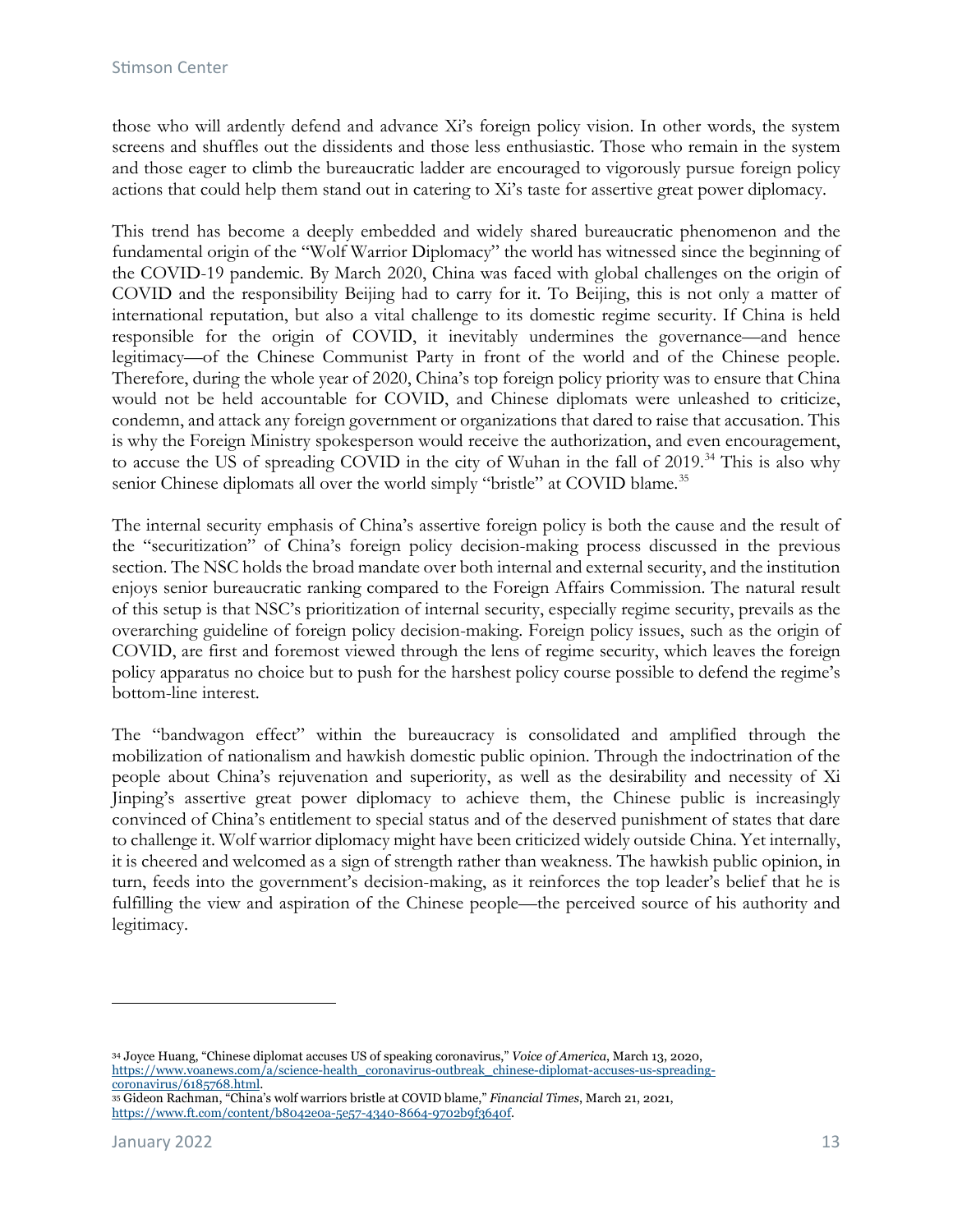those who will ardently defend and advance Xi's foreign policy vision. In other words, the system screens and shuffles out the dissidents and those less enthusiastic. Those who remain in the system and those eager to climb the bureaucratic ladder are encouraged to vigorously pursue foreign policy actions that could help them stand out in catering to Xi's taste for assertive great power diplomacy.

This trend has become a deeply embedded and widely shared bureaucratic phenomenon and the fundamental origin of the "Wolf Warrior Diplomacy" the world has witnessed since the beginning of the COVID-19 pandemic. By March 2020, China was faced with global challenges on the origin of COVID and the responsibility Beijing had to carry for it. To Beijing, this is not only a matter of international reputation, but also a vital challenge to its domestic regime security. If China is held responsible for the origin of COVID, it inevitably undermines the governance—and hence legitimacy—of the Chinese Communist Party in front of the world and of the Chinese people. Therefore, during the whole year of 2020, China's top foreign policy priority was to ensure that China would not be held accountable for COVID, and Chinese diplomats were unleashed to criticize, condemn, and attack any foreign government or organizations that dared to raise that accusation. This is why the Foreign Ministry spokesperson would receive the authorization, and even encouragement, to accuse the US of spreading COVID in the city of Wuhan in the fall of 2019.[34] This is also why senior Chinese diplomats all over the world simply "bristle" at COVID blame.[35]

The internal security emphasis of China's assertive foreign policy is both the cause and the result of the "securitization" of China's foreign policy decision-making process discussed in the previous section. The NSC holds the broad mandate over both internal and external security, and the institution enjoys senior bureaucratic ranking compared to the Foreign Affairs Commission. The natural result of this setup is that NSC's prioritization of internal security, especially regime security, prevails as the overarching guideline of foreign policy decision-making. Foreign policy issues, such as the origin of COVID, are first and foremost viewed through the lens of regime security, which leaves the foreign policy apparatus no choice but to push for the harshest policy course possible to defend the regime's bottom-line interest.

The "bandwagon effect" within the bureaucracy is consolidated and amplified through the mobilization of nationalism and hawkish domestic public opinion. Through the indoctrination of the people about China's rejuvenation and superiority, as well as the desirability and necessity of Xi Jinping's assertive great power diplomacy to achieve them, the Chinese public is increasingly convinced of China's entitlement to special status and of the deserved punishment of states that dare to challenge it. Wolf warrior diplomacy might have been criticized widely outside China. Yet internally, it is cheered and welcomed as a sign of strength rather than weakness. The hawkish public opinion, in turn, feeds into the government's decision-making, as it reinforces the top leader's belief that he is fulfilling the view and aspiration of the Chinese people—the perceived source of his authority and legitimacy.

---

[34] Joyce Huang, "Chinese diplomat accuses US of speaking coronavirus," *Voice of America*, March 13, 2020, https://www.voanews.com/a/science-health_coronavirus-outbreak_chinese-diplomat-accuses-us-spreading-coronavirus/6185768.html.

[35] Gideon Rachman, "China's wolf warriors bristle at COVID blame," *Financial Times*, March 21, 2021, https://www.ft.com/content/b8042e0a-5e57-4340-8664-9702b9f3640f.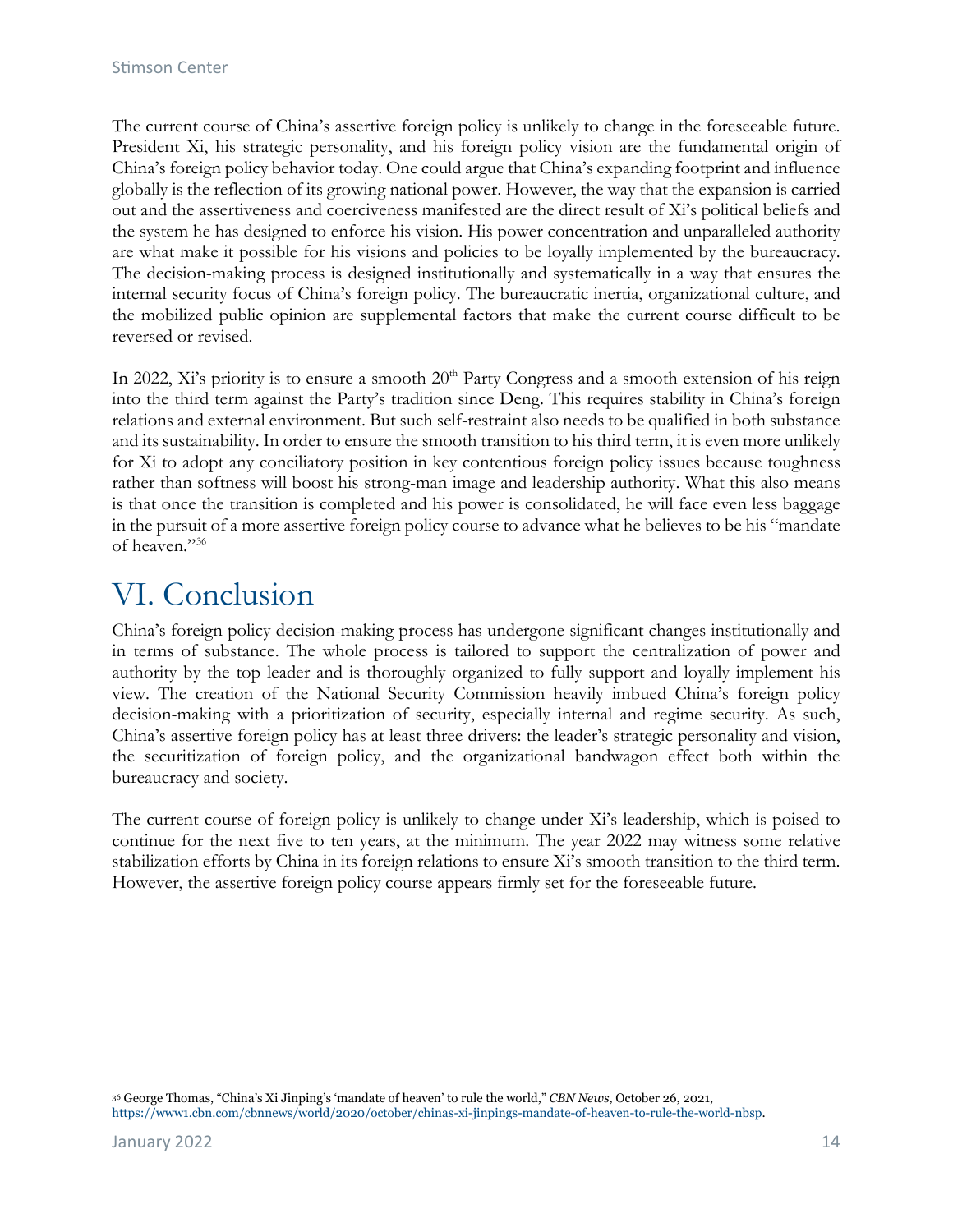The current course of China's assertive foreign policy is unlikely to change in the foreseeable future. President Xi, his strategic personality, and his foreign policy vision are the fundamental origin of China's foreign policy behavior today. One could argue that China's expanding footprint and influence globally is the reflection of its growing national power. However, the way that the expansion is carried out and the assertiveness and coerciveness manifested are the direct result of Xi's political beliefs and the system he has designed to enforce his vision. His power concentration and unparalleled authority are what make it possible for his visions and policies to be loyally implemented by the bureaucracy. The decision-making process is designed institutionally and systematically in a way that ensures the internal security focus of China's foreign policy. The bureaucratic inertia, organizational culture, and the mobilized public opinion are supplemental factors that make the current course difficult to be reversed or revised.

In 2022, Xi's priority is to ensure a smooth 20th Party Congress and a smooth extension of his reign into the third term against the Party's tradition since Deng. This requires stability in China's foreign relations and external environment. But such self-restraint also needs to be qualified in both substance and its sustainability. In order to ensure the smooth transition to his third term, it is even more unlikely for Xi to adopt any conciliatory position in key contentious foreign policy issues because toughness rather than softness will boost his strong-man image and leadership authority. What this also means is that once the transition is completed and his power is consolidated, he will face even less baggage in the pursuit of a more assertive foreign policy course to advance what he believes to be his "mandate of heaven."[36]

# VI. Conclusion

China's foreign policy decision-making process has undergone significant changes institutionally and in terms of substance. The whole process is tailored to support the centralization of power and authority by the top leader and is thoroughly organized to fully support and loyally implement his view. The creation of the National Security Commission heavily imbued China's foreign policy decision-making with a prioritization of security, especially internal and regime security. As such, China's assertive foreign policy has at least three drivers: the leader's strategic personality and vision, the securitization of foreign policy, and the organizational bandwagon effect both within the bureaucracy and society.

The current course of foreign policy is unlikely to change under Xi's leadership, which is poised to continue for the next five to ten years, at the minimum. The year 2022 may witness some relative stabilization efforts by China in its foreign relations to ensure Xi's smooth transition to the third term. However, the assertive foreign policy course appears firmly set for the foreseeable future.

---

[36] George Thomas, "China's Xi Jinping's 'mandate of heaven' to rule the world," *CBN News*, October 26, 2021, https://www1.cbn.com/cbnnews/world/2020/october/chinas-xi-jinpings-mandate-of-heaven-to-rule-the-world-nbsp.